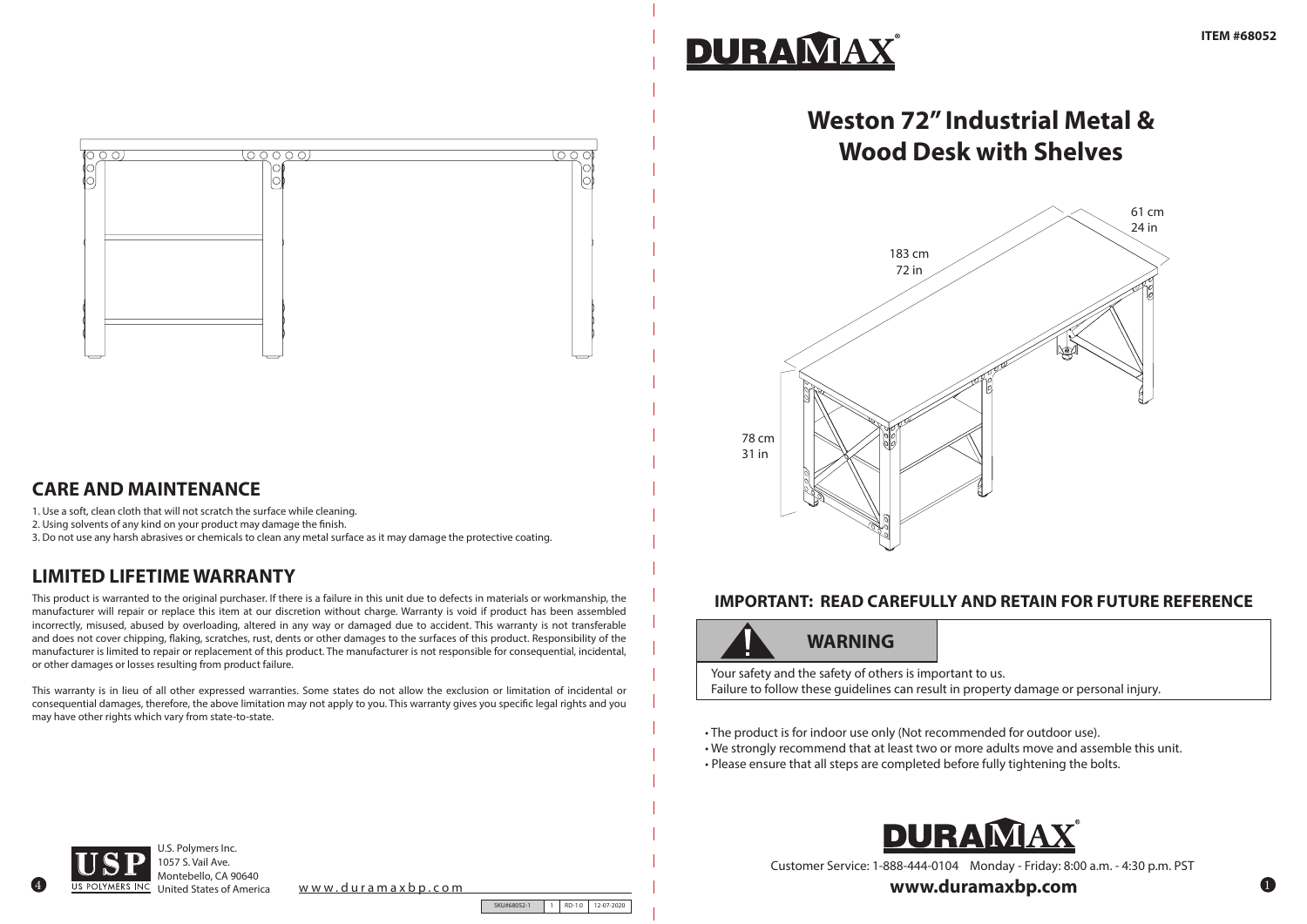## CARE AND MAINTENANCE

1. Use a soft, clean cloth that will not scratch the surface while cleaning.
2. Using solvents of any kind on your product may damage the finish.
3. Do not use any harsh abrasives or chemicals to clean any metal surface as it may damage the protective coating.

## LIMITED LIFETIME WARRANTY

This product is warranted to the original purchaser. If there is a failure in this unit due to defects in materials or workmanship, the manufacturer will repair or replace this item at our discretion without charge. Warranty is void if product has been assembled incorrectly, misused, abused by overloading, altered in any way or damaged due to accident. This warranty is not transferable and does not cover chipping, flaking, scratches, rust, dents or other damages to the surfaces of this product. Responsibility of the manufacturer is limited to repair or replacement of this product. The manufacturer is not responsible for consequential, incidental, or other damages or losses resulting from product failure.

This warranty is in lieu of all other expressed warranties. Some states do not allow the exclusion or limitation of incidental or consequential damages, therefore, the above limitation may not apply to you. This warranty gives you specific legal rights and you may have other rights which vary from state-to-state.

U.S. Polymers Inc.
1057 S. Vail Ave.
Montebello, CA 90640
United States of America

www.duramaxbp.com

SKU#68052-1 | 1 | RD-1.0 | 12-07-2020

DURAMAX®

**ITEM #68052**

# Weston 72" Industrial Metal & Wood Desk with Shelves

183 cm
72 in

61 cm
24 in

78 cm
31 in

## IMPORTANT: READ CAREFULLY AND RETAIN FOR FUTURE REFERENCE

**WARNING**

Your safety and the safety of others is important to us.
Failure to follow these guidelines can result in property damage or personal injury.

- The product is for indoor use only (Not recommended for outdoor use).
- We strongly recommend that at least two or more adults move and assemble this unit.
- Please ensure that all steps are completed before fully tightening the bolts.

DURAMAX®

Customer Service: 1-888-444-0104 Monday - Friday: 8:00 a.m. - 4:30 p.m. PST

**www.duramaxbp.com**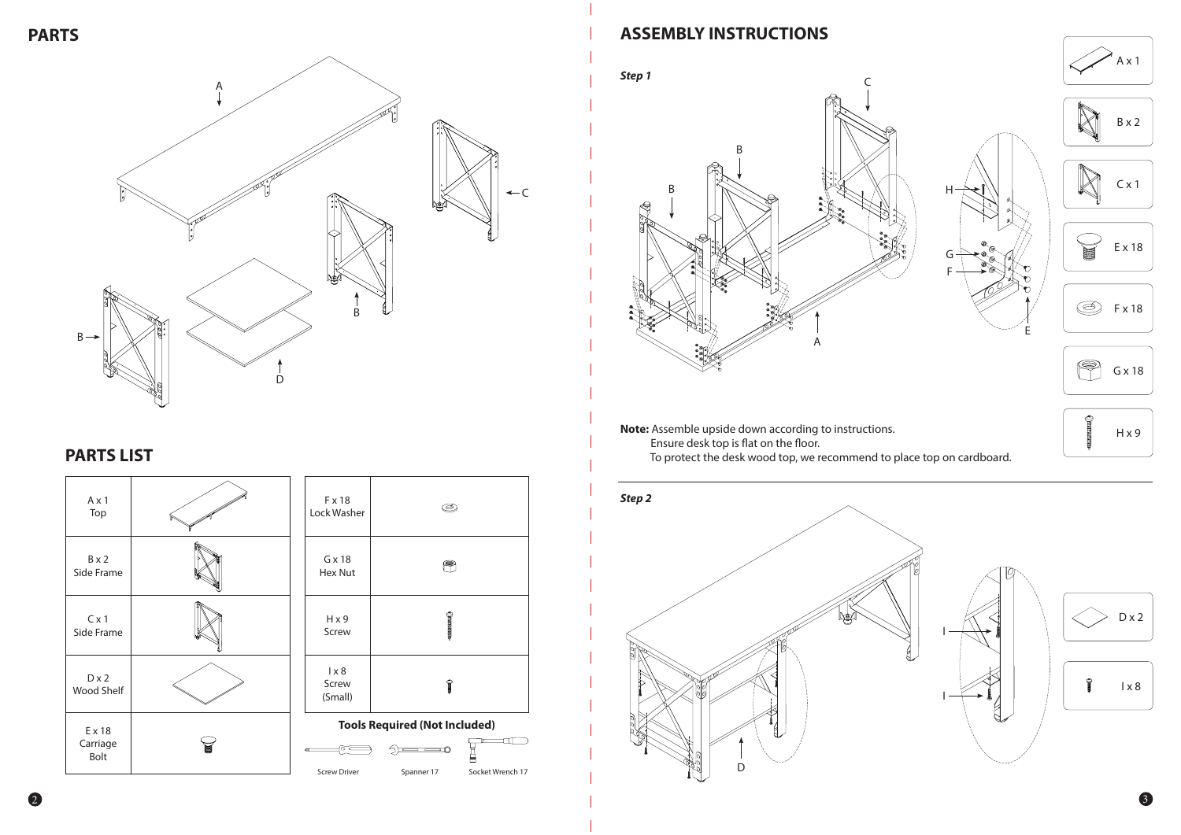## PARTS

A

C

B

B

D

## PARTS LIST

| | | | |
|---|---|---|---|
| A x 1<br>Top | | F x 18<br>Lock Washer | |
| B x 2<br>Side Frame | | G x 18<br>Hex Nut | |
| C x 1<br>Side Frame | | H x 9<br>Screw | |
| D x 2<br>Wood Shelf | | I x 8<br>Screw<br>(Small) | |
| E x 18<br>Carriage<br>Bolt | | | |

**Tools Required (Not Included)**

Screw Driver

Spanner 17

Socket Wrench 17

## ASSEMBLY INSTRUCTIONS

***Step 1***

A x 1

B x 2

C x 1

E x 18

F x 18

G x 18

H x 9

**Note:** Assemble upside down according to instructions.
Ensure desk top is flat on the floor.
To protect the desk wood top, we recommend to place top on cardboard.

***Step 2***

D x 2

I x 8